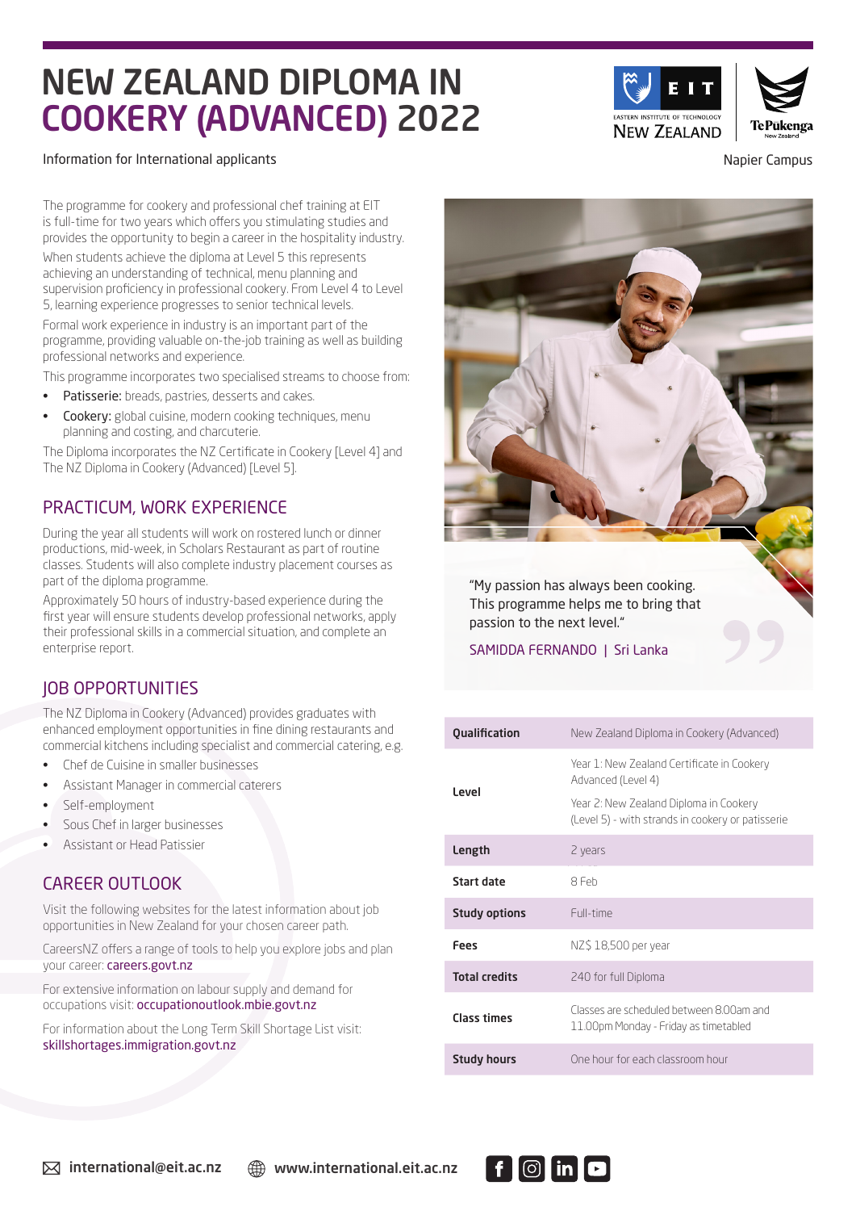# NEW ZEALAND DIPLOMA IN COOKERY (ADVANCED) 2022

Information for International applicants

Napier Campus

The programme for cookery and professional chef training at EIT is full-time for two years which offers you stimulating studies and provides the opportunity to begin a career in the hospitality industry.

When students achieve the diploma at Level 5 this represents achieving an understanding of technical, menu planning and supervision proficiency in professional cookery. From Level 4 to Level 5, learning experience progresses to senior technical levels.

Formal work experience in industry is an important part of the programme, providing valuable on-the-job training as well as building professional networks and experience.

This programme incorporates two specialised streams to choose from:

- **Patisserie:** breads, pastries, desserts and cakes.
- **Cookery:** global cuisine, modern cooking techniques, menu planning and costing, and charcuterie.

The Diploma incorporates the NZ Certificate in Cookery [Level 4] and The NZ Diploma in Cookery (Advanced) [Level 5].

## PRACTICUM, WORK EXPERIENCE

During the year all students will work on rostered lunch or dinner productions, mid-week, in Scholars Restaurant as part of routine classes. Students will also complete industry placement courses as part of the diploma programme.

Approximately 50 hours of industry-based experience during the first year will ensure students develop professional networks, apply their professional skills in a commercial situation, and complete an enterprise report.

## JOB OPPORTUNITIES

The NZ Diploma in Cookery (Advanced) provides graduates with enhanced employment opportunities in fine dining restaurants and commercial kitchens including specialist and commercial catering, e.g.

- Chef de Cuisine in smaller businesses
- Assistant Manager in commercial caterers
- Self-employment
- Sous Chef in larger businesses
- Assistant or Head Patissier

## CAREER OUTLOOK

Visit the following websites for the latest information about job opportunities in New Zealand for your chosen career path.

CareersNZ offers a range of tools to help you explore jobs and plan your career: careers.govt.nz

For extensive information on labour supply and demand for occupations visit: occupationoutlook.mbie.govt.nz

For information about the Long Term Skill Shortage List visit: skillshortages.immigration.govt.nz

"My passion has always been cooking. This programme helps me to bring that passion to the next level."

SAMIDDA FERNANDO | Sri Lanka

| | |
|---|---|
| **Qualification** | New Zealand Diploma in Cookery (Advanced) |
| **Level** | Year 1: New Zealand Certificate in Cookery Advanced (Level 4)<br>Year 2: New Zealand Diploma in Cookery (Level 5) - with strands in cookery or patisserie |
| **Length** | 2 years |
| **Start date** | 8 Feb |
| **Study options** | Full-time |
| **Fees** | NZ$ 18,500 per year |
| **Total credits** | 240 for full Diploma |
| **Class times** | Classes are scheduled between 8.00am and 11.00pm Monday - Friday as timetabled |
| **Study hours** | One hour for each classroom hour |

international@eit.ac.nz   www.international.eit.ac.nz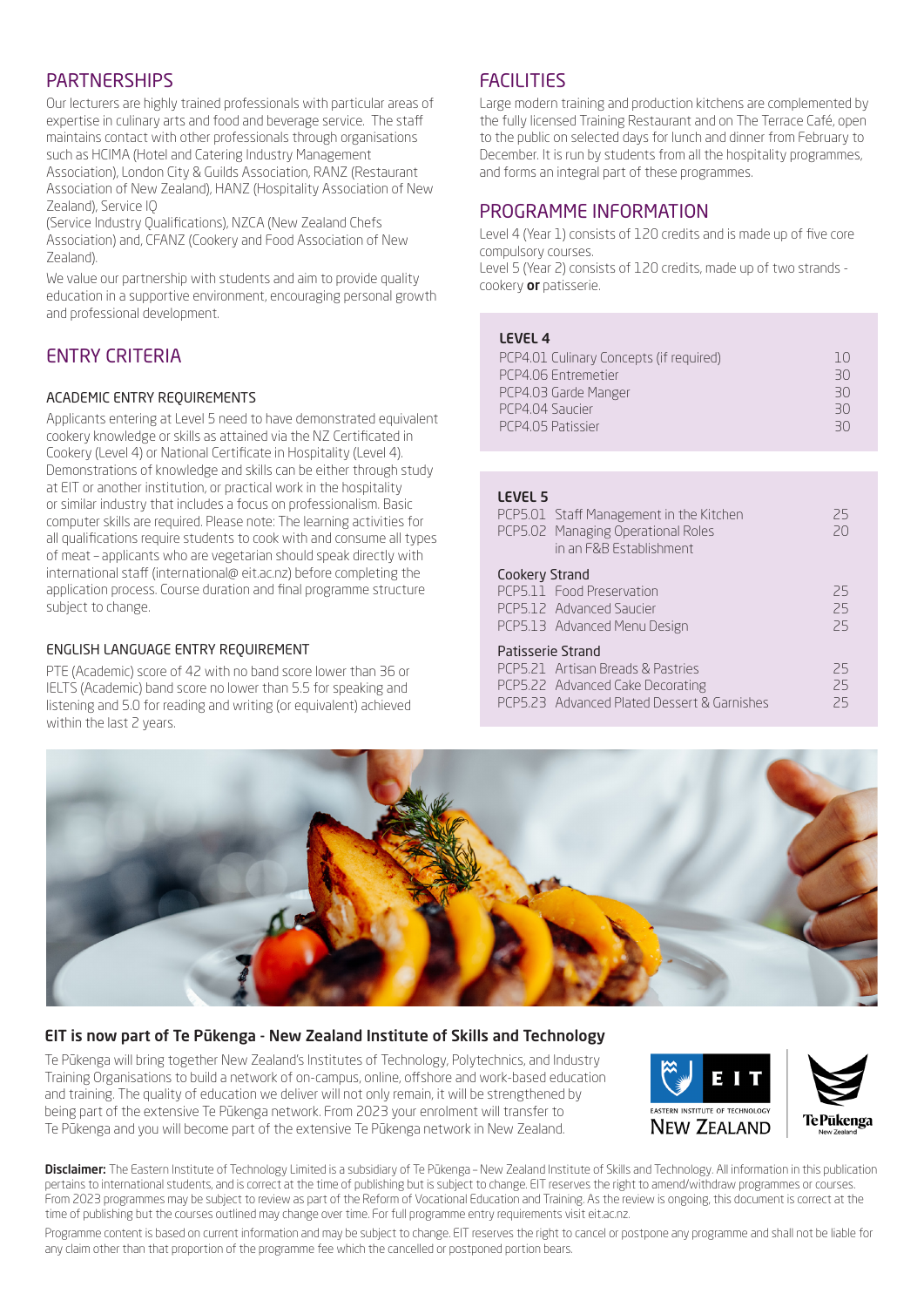## PARTNERSHIPS

Our lecturers are highly trained professionals with particular areas of expertise in culinary arts and food and beverage service. The staff maintains contact with other professionals through organisations such as HCIMA (Hotel and Catering Industry Management Association), London City & Guilds Association, RANZ (Restaurant Association of New Zealand), HANZ (Hospitality Association of New Zealand), Service IQ (Service Industry Qualifications), NZCA (New Zealand Chefs Association) and, CFANZ (Cookery and Food Association of New Zealand).

We value our partnership with students and aim to provide quality education in a supportive environment, encouraging personal growth and professional development.

## ENTRY CRITERIA

### ACADEMIC ENTRY REQUIREMENTS

Applicants entering at Level 5 need to have demonstrated equivalent cookery knowledge or skills as attained via the NZ Certificated in Cookery (Level 4) or National Certificate in Hospitality (Level 4). Demonstrations of knowledge and skills can be either through study at EIT or another institution, or practical work in the hospitality or similar industry that includes a focus on professionalism. Basic computer skills are required. Please note: The learning activities for all qualifications require students to cook with and consume all types of meat – applicants who are vegetarian should speak directly with international staff (international@ eit.ac.nz) before completing the application process. Course duration and final programme structure subject to change.

### ENGLISH LANGUAGE ENTRY REQUIREMENT

PTE (Academic) score of 42 with no band score lower than 36 or IELTS (Academic) band score no lower than 5.5 for speaking and listening and 5.0 for reading and writing (or equivalent) achieved within the last 2 years.

## FACILITIES

Large modern training and production kitchens are complemented by the fully licensed Training Restaurant and on The Terrace Café, open to the public on selected days for lunch and dinner from February to December. It is run by students from all the hospitality programmes, and forms an integral part of these programmes.

## PROGRAMME INFORMATION

Level 4 (Year 1) consists of 120 credits and is made up of five core compulsory courses.

Level 5 (Year 2) consists of 120 credits, made up of two strands - cookery **or** patisserie.

| LEVEL 4 | |
|---|---|
| PCP4.01 Culinary Concepts (if required) | 10 |
| PCP4.06 Entremetier | 30 |
| PCP4.03 Garde Manger | 30 |
| PCP4.04 Saucier | 30 |
| PCP4.05 Patissier | 30 |

| LEVEL 5 | |
|---|---|
| PCP5.01 Staff Management in the Kitchen | 25 |
| PCP5.02 Managing Operational Roles in an F&B Establishment | 20 |
| **Cookery Strand** | |
| PCP5.11 Food Preservation | 25 |
| PCP5.12 Advanced Saucier | 25 |
| PCP5.13 Advanced Menu Design | 25 |
| **Patisserie Strand** | |
| PCP5.21 Artisan Breads & Pastries | 25 |
| PCP5.22 Advanced Cake Decorating | 25 |
| PCP5.23 Advanced Plated Dessert & Garnishes | 25 |

### EIT is now part of Te Pūkenga - New Zealand Institute of Skills and Technology

Te Pūkenga will bring together New Zealand's Institutes of Technology, Polytechnics, and Industry Training Organisations to build a network of on-campus, online, offshore and work-based education and training. The quality of education we deliver will not only remain, it will be strengthened by being part of the extensive Te Pūkenga network. From 2023 your enrolment will transfer to Te Pūkenga and you will become part of the extensive Te Pūkenga network in New Zealand.

**Disclaimer:** The Eastern Institute of Technology Limited is a subsidiary of Te Pūkenga – New Zealand Institute of Skills and Technology. All information in this publication pertains to international students, and is correct at the time of publishing but is subject to change. EIT reserves the right to amend/withdraw programmes or courses. From 2023 programmes may be subject to review as part of the Reform of Vocational Education and Training. As the review is ongoing, this document is correct at the time of publishing but the courses outlined may change over time. For full programme entry requirements visit eit.ac.nz.

Programme content is based on current information and may be subject to change. EIT reserves the right to cancel or postpone any programme and shall not be liable for any claim other than that proportion of the programme fee which the cancelled or postponed portion bears.